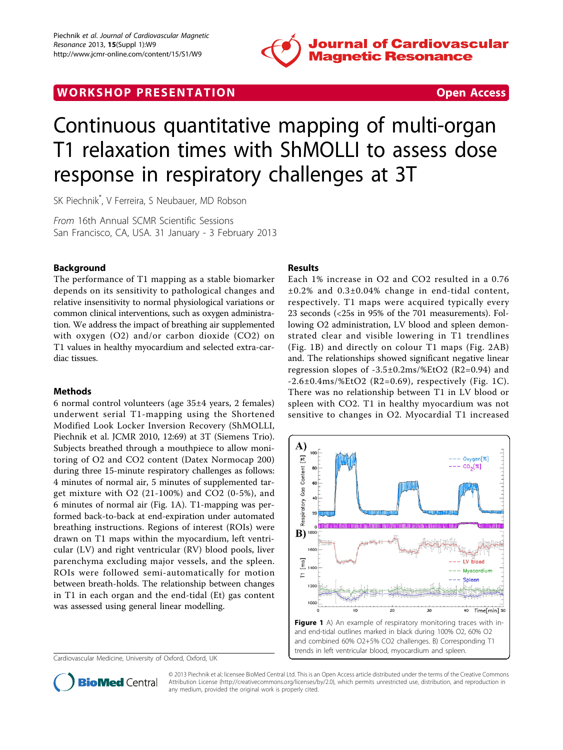# Continuous quantitative mapping of multi-organ T1 relaxation times with ShMOLLI to assess dose response in respiratory challenges at 3T

SK Piechnik*, V Ferreira, S Neubauer, MD Robson

*From* 16th Annual SCMR Scientific Sessions
San Francisco, CA, USA. 31 January - 3 February 2013

WORKSHOP PRESENTATION — Open Access

## Background

The performance of T1 mapping as a stable biomarker depends on its sensitivity to pathological changes and relative insensitivity to normal physiological variations or common clinical interventions, such as oxygen administration. We address the impact of breathing air supplemented with oxygen ($O_2$) and/or carbon dioxide ($CO_2$) on T1 values in healthy myocardium and selected extra-cardiac tissues.

## Methods

6 normal control volunteers (age 35±4 years, 2 females) underwent serial T1-mapping using the Shortened Modified Look Locker Inversion Recovery (ShMOLLI, Piechnik et al. JCMR 2010, 12:69) at 3T (Siemens Trio). Subjects breathed through a mouthpiece to allow monitoring of $O_2$ and $CO_2$ content (Datex Normocap 200) during three 15-minute respiratory challenges as follows: 4 minutes of normal air, 5 minutes of supplemented target mixture with $O_2$ (21-100%) and $CO_2$ (0-5%), and 6 minutes of normal air (Fig. 1A). T1-mapping was performed back-to-back at end-expiration under automated breathing instructions. Regions of interest (ROIs) were drawn on T1 maps within the myocardium, left ventricular (LV) and right ventricular (RV) blood pools, liver parenchyma excluding major vessels, and the spleen. ROIs were followed semi-automatically for motion between breath-holds. The relationship between changes in T1 in each organ and the end-tidal (Et) gas content was assessed using general linear modelling.

## Results

Each 1% increase in $O_2$ and $CO_2$ resulted in a 0.76 ±0.2% and 0.3±0.04% change in end-tidal content, respectively. T1 maps were acquired typically every 23 seconds (<25s in 95% of the 701 measurements). Following $O_2$ administration, LV blood and spleen demonstrated clear and visible lowering in T1 trendlines (Fig. 1B) and directly on colour T1 maps (Fig. 2AB) and. The relationships showed significant negative linear regression slopes of -3.5±0.2ms/%Et$O_2$ ($R^2$=0.94) and -2.6±0.4ms/%Et$O_2$ ($R^2$=0.69), respectively (Fig. 1C). There was no relationship between T1 in LV blood or spleen with $CO_2$. T1 in healthy myocardium was not sensitive to changes in $O_2$. Myocardial T1 increased

**Figure 1** A) An example of respiratory monitoring traces with in- and end-tidal outlines marked in black during 100% O2, 60% O2 and combined 60% O2+5% CO2 challenges. B) Corresponding T1 trends in left ventricular blood, myocardium and spleen.

Cardiovascular Medicine, University of Oxford, Oxford, UK

© 2013 Piechnik et al; licensee BioMed Central Ltd. This is an Open Access article distributed under the terms of the Creative Commons Attribution License (http://creativecommons.org/licenses/by/2.0), which permits unrestricted use, distribution, and reproduction in any medium, provided the original work is properly cited.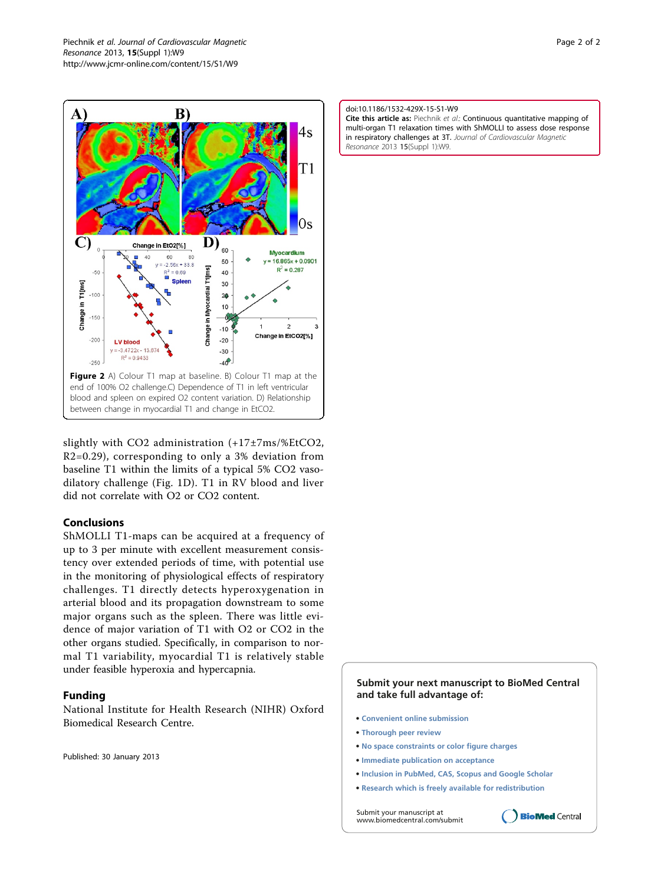A)

B)

4s

T1

0s

C)

Change in EtO2[%]

0 20 40 60 80

0

-50

-100

-150

-200

-250

Change in T1[ms]

y = -2.56x + 33.8

$R^2$ = 0.69

Spleen

LV blood

y = -3.4722x - 13.674

$R^2$ = 0.9433

D)

Myocardium

y = 16.865x + 0.0901

$R^2$ = 0.287

60

50

40

30

20

10

0

-10

-20

-30

-40

Change in Myocardial T1[ms]

1 2 3

Change in EtCO2[%]

**Figure 2** A) Colour T1 map at baseline. B) Colour T1 map at the end of 100% O2 challenge.C) Dependence of T1 in left ventricular blood and spleen on expired O2 content variation. D) Relationship between change in myocardial T1 and change in EtCO2.

slightly with CO2 administration (+17±7ms/%EtCO2, R2=0.29), corresponding to only a 3% deviation from baseline T1 within the limits of a typical 5% CO2 vasodilatory challenge (Fig. 1D). T1 in RV blood and liver did not correlate with O2 or CO2 content.

## Conclusions

ShMOLLI T1-maps can be acquired at a frequency of up to 3 per minute with excellent measurement consistency over extended periods of time, with potential use in the monitoring of physiological effects of respiratory challenges. T1 directly detects hyperoxygenation in arterial blood and its propagation downstream to some major organs such as the spleen. There was little evidence of major variation of T1 with O2 or CO2 in the other organs studied. Specifically, in comparison to normal T1 variability, myocardial T1 is relatively stable under feasible hyperoxia and hypercapnia.

## Funding

National Institute for Health Research (NIHR) Oxford Biomedical Research Centre.

Published: 30 January 2013

doi:10.1186/1532-429X-15-S1-W9

**Cite this article as:** Piechnik *et al.*: Continuous quantitative mapping of multi-organ T1 relaxation times with ShMOLLI to assess dose response in respiratory challenges at 3T. *Journal of Cardiovascular Magnetic Resonance* 2013 **15**(Suppl 1):W9.

**Submit your next manuscript to BioMed Central and take full advantage of:**

- Convenient online submission
- Thorough peer review
- No space constraints or color figure charges
- Immediate publication on acceptance
- Inclusion in PubMed, CAS, Scopus and Google Scholar
- Research which is freely available for redistribution

Submit your manuscript at www.biomedcentral.com/submit

BioMed Central